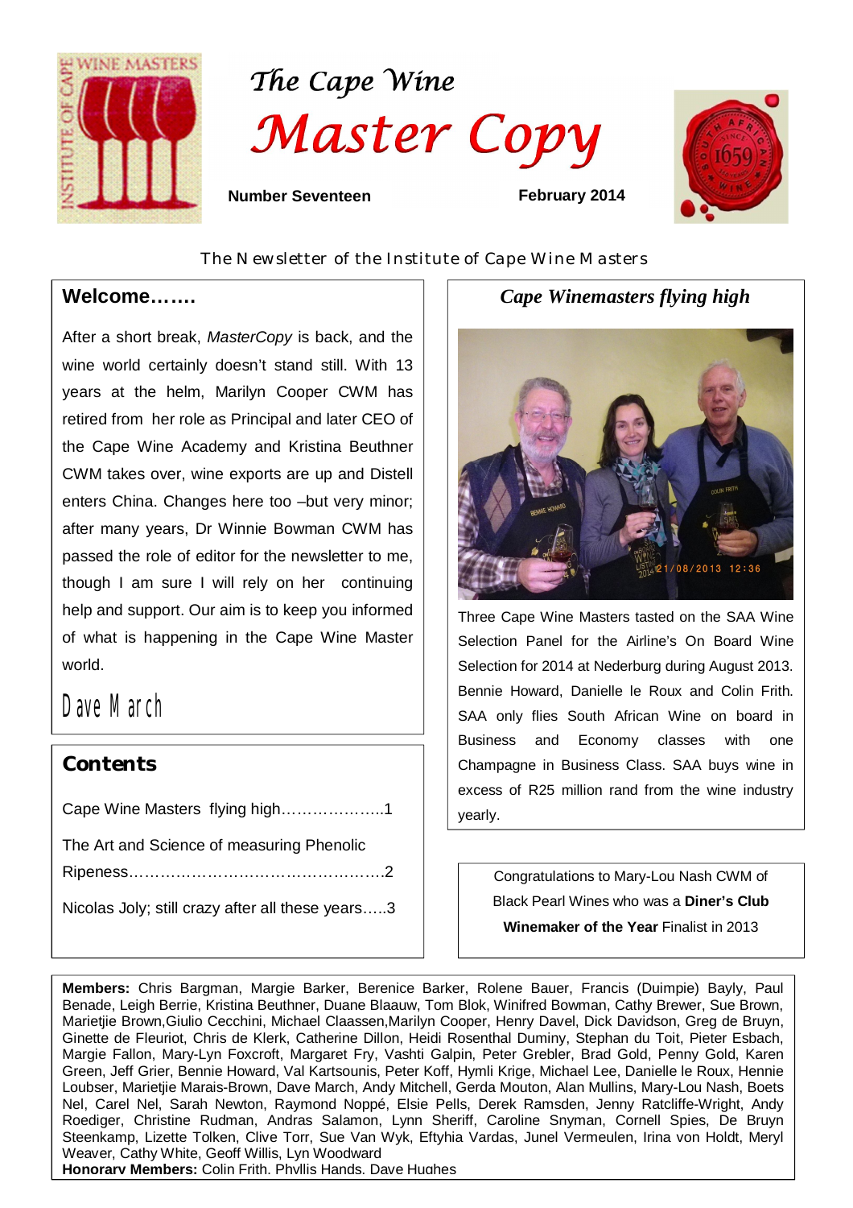# The Cape Wine Master Copy

**Number Seventeen** **February 2014**

The Newsletter of the Institute of Cape Wine Masters

## Welcome…….

After a short break, *MasterCopy* is back, and the wine world certainly doesn't stand still. With 13 years at the helm, Marilyn Cooper CWM has retired from her role as Principal and later CEO of the Cape Wine Academy and Kristina Beuthner CWM takes over, wine exports are up and Distell enters China. Changes here too –but very minor; after many years, Dr Winnie Bowman CWM has passed the role of editor for the newsletter to me, though I am sure I will rely on her continuing help and support. Our aim is to keep you informed of what is happening in the Cape Wine Master world.

Dave March

## Contents

Cape Wine Masters flying high………………..1

The Art and Science of measuring Phenolic Ripeness…………………………………………..2

Nicolas Joly; still crazy after all these years…..3

## *Cape Winemasters flying high*

Three Cape Wine Masters tasted on the SAA Wine Selection Panel for the Airline's On Board Wine Selection for 2014 at Nederburg during August 2013. Bennie Howard, Danielle le Roux and Colin Frith. SAA only flies South African Wine on board in Business and Economy classes with one Champagne in Business Class. SAA buys wine in excess of R25 million rand from the wine industry yearly.

Congratulations to Mary-Lou Nash CWM of Black Pearl Wines who was a **Diner's Club Winemaker of the Year** Finalist in 2013

**Members:** Chris Bargman, Margie Barker, Berenice Barker, Rolene Bauer, Francis (Duimpie) Bayly, Paul Benade, Leigh Berrie, Kristina Beuthner, Duane Blaauw, Tom Blok, Winifred Bowman, Cathy Brewer, Sue Brown, Marietjie Brown,Giulio Cecchini, Michael Claassen,Marilyn Cooper, Henry Davel, Dick Davidson, Greg de Bruyn, Ginette de Fleuriot, Chris de Klerk, Catherine Dillon, Heidi Rosenthal Duminy, Stephan du Toit, Pieter Esbach, Margie Fallon, Mary-Lyn Foxcroft, Margaret Fry, Vashti Galpin, Peter Grebler, Brad Gold, Penny Gold, Karen Green, Jeff Grier, Bennie Howard, Val Kartsounis, Peter Koff, Hymli Krige, Michael Lee, Danielle le Roux, Hennie Loubser, Marietjie Marais-Brown, Dave March, Andy Mitchell, Gerda Mouton, Alan Mullins, Mary-Lou Nash, Boets Nel, Carel Nel, Sarah Newton, Raymond Noppé, Elsie Pells, Derek Ramsden, Jenny Ratcliffe-Wright, Andy Roediger, Christine Rudman, Andras Salamon, Lynn Sheriff, Caroline Snyman, Cornell Spies, De Bruyn Steenkamp, Lizette Tolken, Clive Torr, Sue Van Wyk, Eftyhia Vardas, Junel Vermeulen, Irina von Holdt, Meryl Weaver, Cathy White, Geoff Willis, Lyn Woodward
**Honorary Members:** Colin Frith, Phyllis Hands, Dave Hughes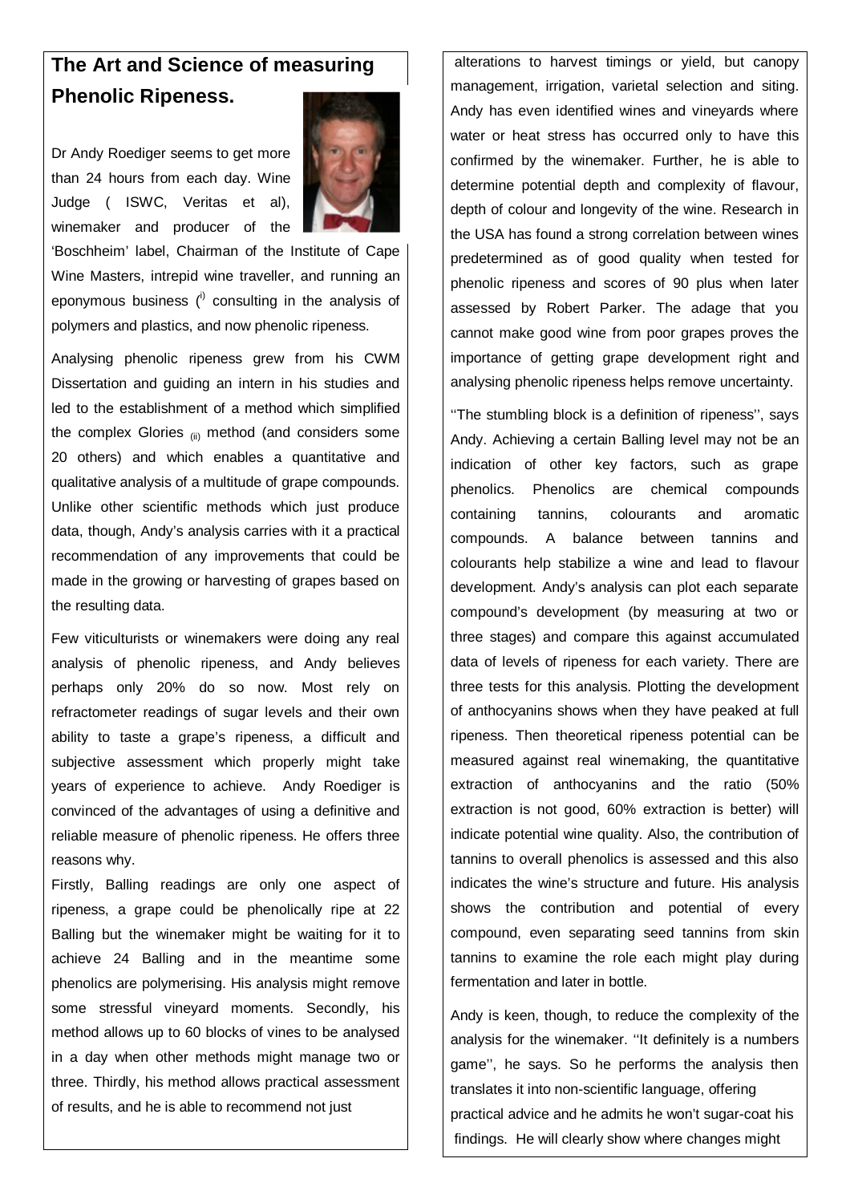# The Art and Science of measuring Phenolic Ripeness.

Dr Andy Roediger seems to get more than 24 hours from each day. Wine Judge ( ISWC, Veritas et al), winemaker and producer of the 'Boschheim' label, Chairman of the Institute of Cape Wine Masters, intrepid wine traveller, and running an eponymous business [i] consulting in the analysis of polymers and plastics, and now phenolic ripeness.

Analysing phenolic ripeness grew from his CWM Dissertation and guiding an intern in his studies and led to the establishment of a method which simplified the complex Glories [ii] method (and considers some 20 others) and which enables a quantitative and qualitative analysis of a multitude of grape compounds. Unlike other scientific methods which just produce data, though, Andy's analysis carries with it a practical recommendation of any improvements that could be made in the growing or harvesting of grapes based on the resulting data.

Few viticulturists or winemakers were doing any real analysis of phenolic ripeness, and Andy believes perhaps only 20% do so now. Most rely on refractometer readings of sugar levels and their own ability to taste a grape's ripeness, a difficult and subjective assessment which properly might take years of experience to achieve. Andy Roediger is convinced of the advantages of using a definitive and reliable measure of phenolic ripeness. He offers three reasons why.

Firstly, Balling readings are only one aspect of ripeness, a grape could be phenolically ripe at 22 Balling but the winemaker might be waiting for it to achieve 24 Balling and in the meantime some phenolics are polymerising. His analysis might remove some stressful vineyard moments. Secondly, his method allows up to 60 blocks of vines to be analysed in a day when other methods might manage two or three. Thirdly, his method allows practical assessment of results, and he is able to recommend not just alterations to harvest timings or yield, but canopy management, irrigation, varietal selection and siting. Andy has even identified wines and vineyards where water or heat stress has occurred only to have this confirmed by the winemaker. Further, he is able to determine potential depth and complexity of flavour, depth of colour and longevity of the wine. Research in the USA has found a strong correlation between wines predetermined as of good quality when tested for phenolic ripeness and scores of 90 plus when later assessed by Robert Parker. The adage that you cannot make good wine from poor grapes proves the importance of getting grape development right and analysing phenolic ripeness helps remove uncertainty.

''The stumbling block is a definition of ripeness'', says Andy. Achieving a certain Balling level may not be an indication of other key factors, such as grape phenolics. Phenolics are chemical compounds containing tannins, colourants and aromatic compounds. A balance between tannins and colourants help stabilize a wine and lead to flavour development. Andy's analysis can plot each separate compound's development (by measuring at two or three stages) and compare this against accumulated data of levels of ripeness for each variety. There are three tests for this analysis. Plotting the development of anthocyanins shows when they have peaked at full ripeness. Then theoretical ripeness potential can be measured against real winemaking, the quantitative extraction of anthocyanins and the ratio (50% extraction is not good, 60% extraction is better) will indicate potential wine quality. Also, the contribution of tannins to overall phenolics is assessed and this also indicates the wine's structure and future. His analysis shows the contribution and potential of every compound, even separating seed tannins from skin tannins to examine the role each might play during fermentation and later in bottle.

Andy is keen, though, to reduce the complexity of the analysis for the winemaker. ''It definitely is a numbers game'', he says. So he performs the analysis then translates it into non-scientific language, offering practical advice and he admits he won't sugar-coat his findings. He will clearly show where changes might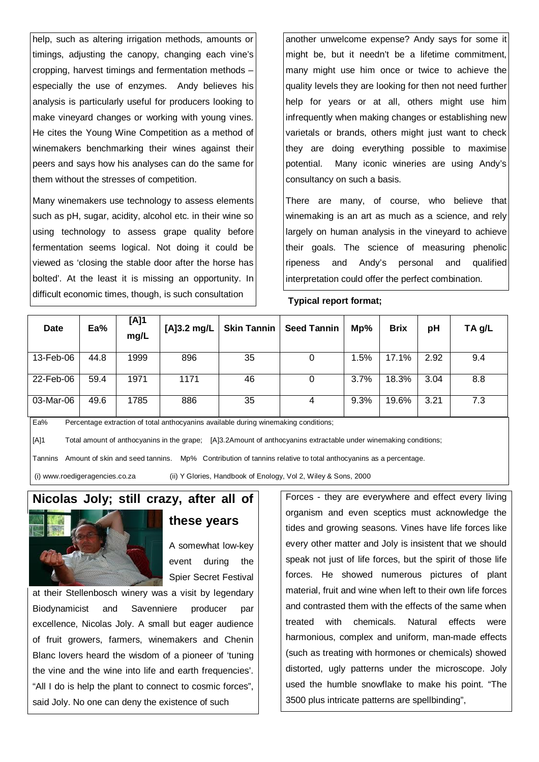help, such as altering irrigation methods, amounts or timings, adjusting the canopy, changing each vine's cropping, harvest timings and fermentation methods – especially the use of enzymes. Andy believes his analysis is particularly useful for producers looking to make vineyard changes or working with young vines. He cites the Young Wine Competition as a method of winemakers benchmarking their wines against their peers and says how his analyses can do the same for them without the stresses of competition.

Many winemakers use technology to assess elements such as pH, sugar, acidity, alcohol etc. in their wine so using technology to assess grape quality before fermentation seems logical. Not doing it could be viewed as 'closing the stable door after the horse has bolted'. At the least it is missing an opportunity. In difficult economic times, though, is such consultation another unwelcome expense? Andy says for some it might be, but it needn't be a lifetime commitment, many might use him once or twice to achieve the quality levels they are looking for then not need further help for years or at all, others might use him infrequently when making changes or establishing new varietals or brands, others might just want to check they are doing everything possible to maximise potential. Many iconic wineries are using Andy's consultancy on such a basis.

There are many, of course, who believe that winemaking is an art as much as a science, and rely largely on human analysis in the vineyard to achieve their goals. The science of measuring phenolic ripeness and Andy's personal and qualified interpretation could offer the perfect combination.

**Typical report format;**

| Date | Ea% | [A]1 mg/L | [A]3.2 mg/L | Skin Tannin | Seed Tannin | Mp% | Brix | pH | TA g/L |
|---|---|---|---|---|---|---|---|---|---|
| 13-Feb-06 | 44.8 | 1999 | 896 | 35 | 0 | 1.5% | 17.1% | 2.92 | 9.4 |
| 22-Feb-06 | 59.4 | 1971 | 1171 | 46 | 0 | 3.7% | 18.3% | 3.04 | 8.8 |
| 03-Mar-06 | 49.6 | 1785 | 886 | 35 | 4 | 9.3% | 19.6% | 3.21 | 7.3 |

Ea% Percentage extraction of total anthocyanins available during winemaking conditions;

[A]1 Total amount of anthocyanins in the grape; [A]3.2Amount of anthocyanins extractable under winemaking conditions;

Tannins Amount of skin and seed tannins. Mp% Contribution of tannins relative to total anthocyanins as a percentage.

(i) www.roedigeragencies.co.za (ii) Y Glories, Handbook of Enology, Vol 2, Wiley & Sons, 2000

## Nicolas Joly; still crazy, after all of these years

A somewhat low-key event during the Spier Secret Festival at their Stellenbosch winery was a visit by legendary Biodynamicist and Savenniere producer par excellence, Nicolas Joly. A small but eager audience of fruit growers, farmers, winemakers and Chenin Blanc lovers heard the wisdom of a pioneer of 'tuning the vine and the wine into life and earth frequencies'. "All I do is help the plant to connect to cosmic forces", said Joly. No one can deny the existence of such Forces - they are everywhere and effect every living organism and even sceptics must acknowledge the tides and growing seasons. Vines have life forces like every other matter and Joly is insistent that we should speak not just of life forces, but the spirit of those life forces. He showed numerous pictures of plant material, fruit and wine when left to their own life forces and contrasted them with the effects of the same when treated with chemicals. Natural effects were harmonious, complex and uniform, man-made effects (such as treating with hormones or chemicals) showed distorted, ugly patterns under the microscope. Joly used the humble snowflake to make his point. "The 3500 plus intricate patterns are spellbinding",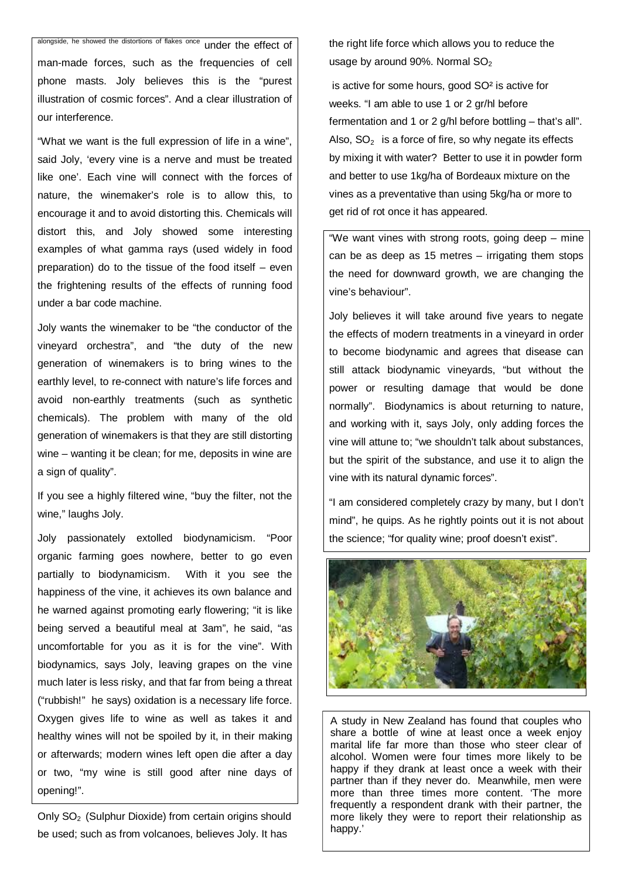alongside, he showed the distortions of flakes once under the effect of man-made forces, such as the frequencies of cell phone masts. Joly believes this is the "purest illustration of cosmic forces". And a clear illustration of our interference.

"What we want is the full expression of life in a wine", said Joly, 'every vine is a nerve and must be treated like one'. Each vine will connect with the forces of nature, the winemaker's role is to allow this, to encourage it and to avoid distorting this. Chemicals will distort this, and Joly showed some interesting examples of what gamma rays (used widely in food preparation) do to the tissue of the food itself – even the frightening results of the effects of running food under a bar code machine.

Joly wants the winemaker to be "the conductor of the vineyard orchestra", and "the duty of the new generation of winemakers is to bring wines to the earthly level, to re-connect with nature's life forces and avoid non-earthly treatments (such as synthetic chemicals). The problem with many of the old generation of winemakers is that they are still distorting wine – wanting it be clean; for me, deposits in wine are a sign of quality".

If you see a highly filtered wine, "buy the filter, not the wine," laughs Joly.

Joly passionately extolled biodynamicism. "Poor organic farming goes nowhere, better to go even partially to biodynamicism. With it you see the happiness of the vine, it achieves its own balance and he warned against promoting early flowering; "it is like being served a beautiful meal at 3am", he said, "as uncomfortable for you as it is for the vine". With biodynamics, says Joly, leaving grapes on the vine much later is less risky, and that far from being a threat ("rubbish!" he says) oxidation is a necessary life force. Oxygen gives life to wine as well as takes it and healthy wines will not be spoiled by it, in their making or afterwards; modern wines left open die after a day or two, "my wine is still good after nine days of opening!".

Only $SO_2$ (Sulphur Dioxide) from certain origins should be used; such as from volcanoes, believes Joly. It has the right life force which allows you to reduce the usage by around 90%. Normal $SO_2$ is active for some hours, good $SO^2$ is active for weeks. "I am able to use 1 or 2 gr/hl before fermentation and 1 or 2 g/hl before bottling – that's all". Also, $SO_2$ is a force of fire, so why negate its effects by mixing it with water? Better to use it in powder form and better to use 1kg/ha of Bordeaux mixture on the vines as a preventative than using 5kg/ha or more to get rid of rot once it has appeared.

"We want vines with strong roots, going deep – mine can be as deep as 15 metres – irrigating them stops the need for downward growth, we are changing the vine's behaviour".

Joly believes it will take around five years to negate the effects of modern treatments in a vineyard in order to become biodynamic and agrees that disease can still attack biodynamic vineyards, "but without the power or resulting damage that would be done normally". Biodynamics is about returning to nature, and working with it, says Joly, only adding forces the vine will attune to; "we shouldn't talk about substances, but the spirit of the substance, and use it to align the vine with its natural dynamic forces".

"I am considered completely crazy by many, but I don't mind", he quips. As he rightly points out it is not about the science; "for quality wine; proof doesn't exist".

A study in New Zealand has found that couples who share a bottle of wine at least once a week enjoy marital life far more than those who steer clear of alcohol. Women were four times more likely to be happy if they drank at least once a week with their partner than if they never do. Meanwhile, men were more than three times more content. 'The more frequently a respondent drank with their partner, the more likely they were to report their relationship as happy.'